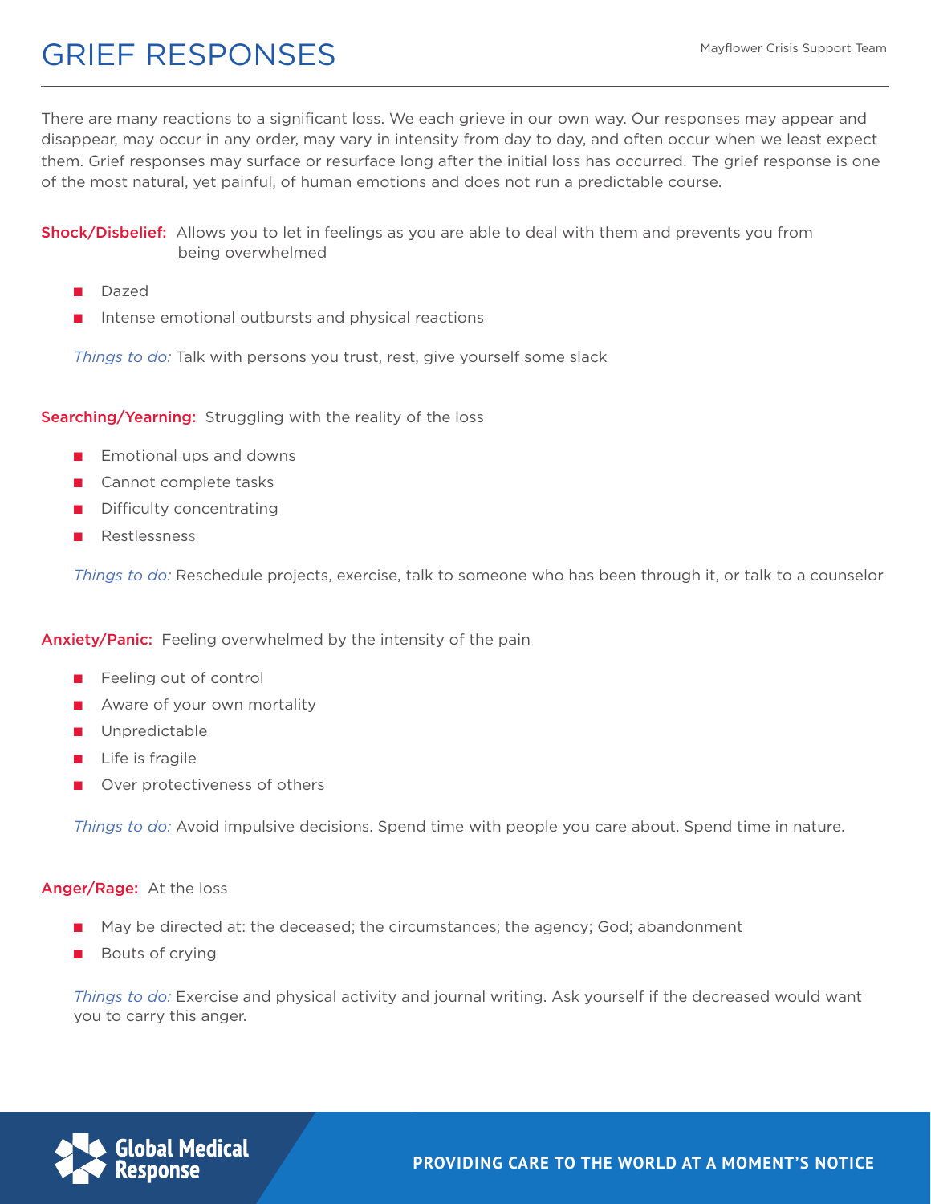# GRIEF RESPONSES

Mayflower Crisis Support Team

There are many reactions to a significant loss. We each grieve in our own way. Our responses may appear and disappear, may occur in any order, may vary in intensity from day to day, and often occur when we least expect them. Grief responses may surface or resurface long after the initial loss has occurred. The grief response is one of the most natural, yet painful, of human emotions and does not run a predictable course.

**Shock/Disbelief:** Allows you to let in feelings as you are able to deal with them and prevents you from being overwhelmed

- Dazed
- Intense emotional outbursts and physical reactions

*Things to do:* Talk with persons you trust, rest, give yourself some slack

**Searching/Yearning:** Struggling with the reality of the loss

- Emotional ups and downs
- Cannot complete tasks
- Difficulty concentrating
- Restlessness

*Things to do:* Reschedule projects, exercise, talk to someone who has been through it, or talk to a counselor

**Anxiety/Panic:** Feeling overwhelmed by the intensity of the pain

- Feeling out of control
- Aware of your own mortality
- Unpredictable
- Life is fragile
- Over protectiveness of others

*Things to do:* Avoid impulsive decisions. Spend time with people you care about. Spend time in nature.

**Anger/Rage:** At the loss

- May be directed at: the deceased; the circumstances; the agency; God; abandonment
- Bouts of crying

*Things to do:* Exercise and physical activity and journal writing. Ask yourself if the decreased would want you to carry this anger.

Global Medical Response

PROVIDING CARE TO THE WORLD AT A MOMENT'S NOTICE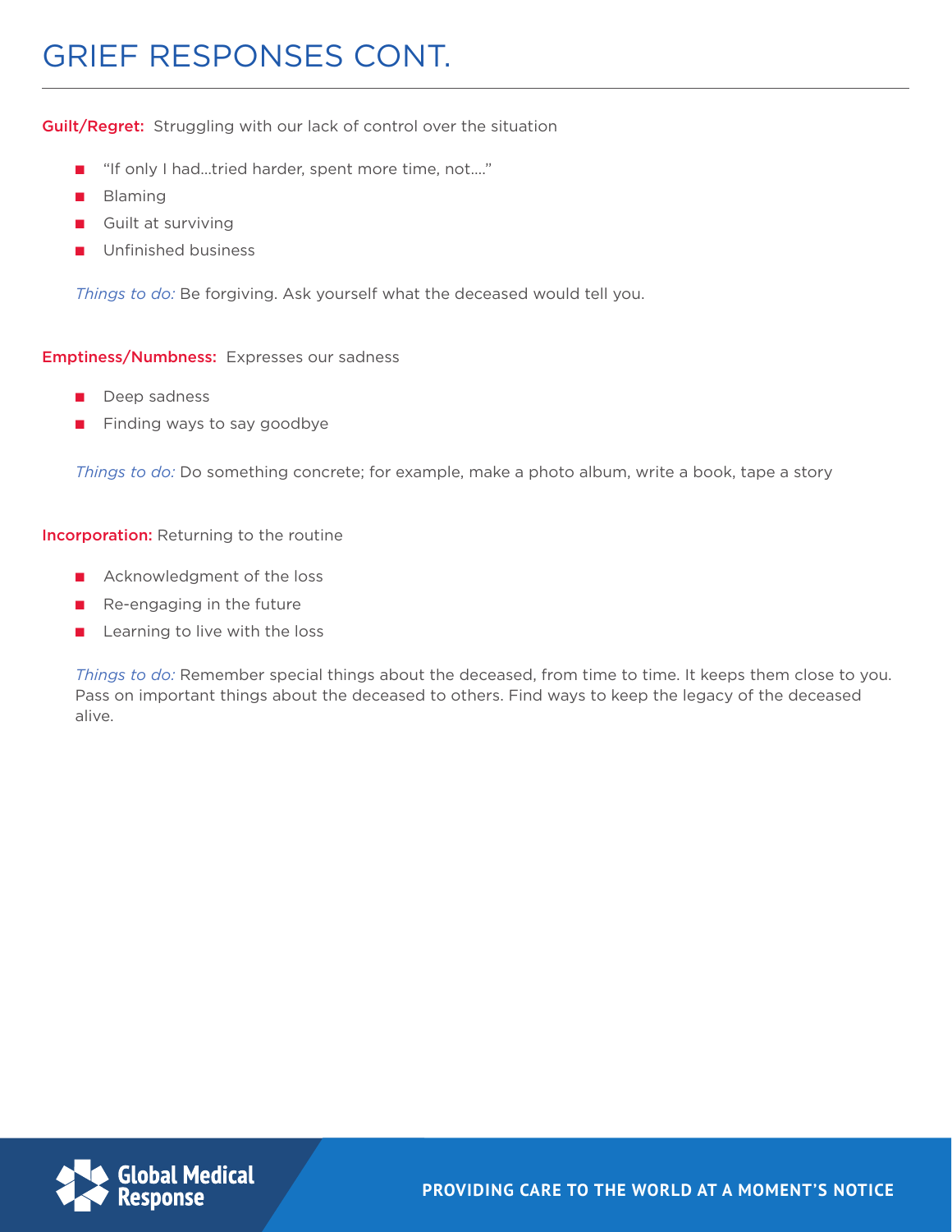# GRIEF RESPONSES CONT.

**Guilt/Regret:** Struggling with our lack of control over the situation

- "If only I had...tried harder, spent more time, not...."
- Blaming
- Guilt at surviving
- Unfinished business

*Things to do:* Be forgiving. Ask yourself what the deceased would tell you.

**Emptiness/Numbness:** Expresses our sadness

- Deep sadness
- Finding ways to say goodbye

*Things to do:* Do something concrete; for example, make a photo album, write a book, tape a story

**Incorporation:** Returning to the routine

- Acknowledgment of the loss
- Re-engaging in the future
- Learning to live with the loss

*Things to do:* Remember special things about the deceased, from time to time. It keeps them close to you. Pass on important things about the deceased to others. Find ways to keep the legacy of the deceased alive.